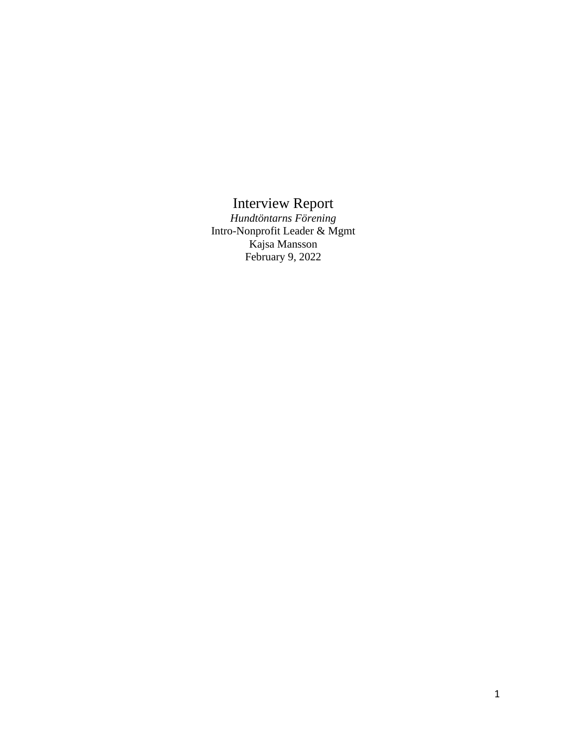# Interview Report

*Hundtöntarns Förening*

Intro-Nonprofit Leader & Mgmt

Kajsa Mansson

February 9, 2022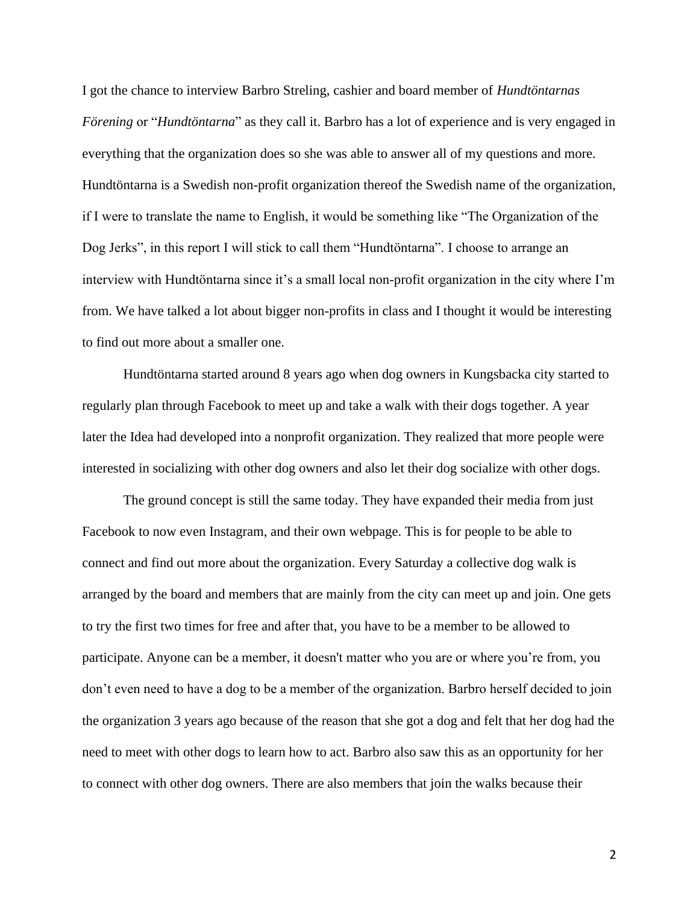I got the chance to interview Barbro Streling, cashier and board member of *Hundtöntarnas Förening* or "*Hundtöntarna*" as they call it. Barbro has a lot of experience and is very engaged in everything that the organization does so she was able to answer all of my questions and more. Hundtöntarna is a Swedish non-profit organization thereof the Swedish name of the organization, if I were to translate the name to English, it would be something like "The Organization of the Dog Jerks", in this report I will stick to call them "Hundtöntarna". I choose to arrange an interview with Hundtöntarna since it's a small local non-profit organization in the city where I'm from. We have talked a lot about bigger non-profits in class and I thought it would be interesting to find out more about a smaller one.

Hundtöntarna started around 8 years ago when dog owners in Kungsbacka city started to regularly plan through Facebook to meet up and take a walk with their dogs together. A year later the Idea had developed into a nonprofit organization. They realized that more people were interested in socializing with other dog owners and also let their dog socialize with other dogs.

The ground concept is still the same today. They have expanded their media from just Facebook to now even Instagram, and their own webpage. This is for people to be able to connect and find out more about the organization. Every Saturday a collective dog walk is arranged by the board and members that are mainly from the city can meet up and join. One gets to try the first two times for free and after that, you have to be a member to be allowed to participate. Anyone can be a member, it doesn't matter who you are or where you're from, you don't even need to have a dog to be a member of the organization. Barbro herself decided to join the organization 3 years ago because of the reason that she got a dog and felt that her dog had the need to meet with other dogs to learn how to act. Barbro also saw this as an opportunity for her to connect with other dog owners. There are also members that join the walks because their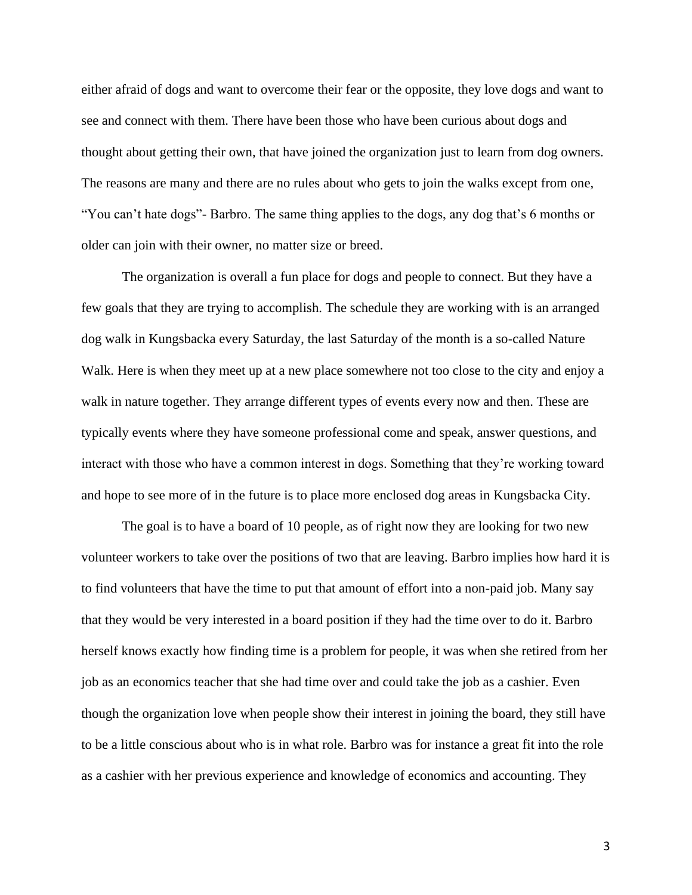either afraid of dogs and want to overcome their fear or the opposite, they love dogs and want to see and connect with them. There have been those who have been curious about dogs and thought about getting their own, that have joined the organization just to learn from dog owners. The reasons are many and there are no rules about who gets to join the walks except from one, "You can't hate dogs"- Barbro. The same thing applies to the dogs, any dog that's 6 months or older can join with their owner, no matter size or breed.

The organization is overall a fun place for dogs and people to connect. But they have a few goals that they are trying to accomplish. The schedule they are working with is an arranged dog walk in Kungsbacka every Saturday, the last Saturday of the month is a so-called Nature Walk. Here is when they meet up at a new place somewhere not too close to the city and enjoy a walk in nature together. They arrange different types of events every now and then. These are typically events where they have someone professional come and speak, answer questions, and interact with those who have a common interest in dogs. Something that they're working toward and hope to see more of in the future is to place more enclosed dog areas in Kungsbacka City.

The goal is to have a board of 10 people, as of right now they are looking for two new volunteer workers to take over the positions of two that are leaving. Barbro implies how hard it is to find volunteers that have the time to put that amount of effort into a non-paid job. Many say that they would be very interested in a board position if they had the time over to do it. Barbro herself knows exactly how finding time is a problem for people, it was when she retired from her job as an economics teacher that she had time over and could take the job as a cashier. Even though the organization love when people show their interest in joining the board, they still have to be a little conscious about who is in what role. Barbro was for instance a great fit into the role as a cashier with her previous experience and knowledge of economics and accounting. They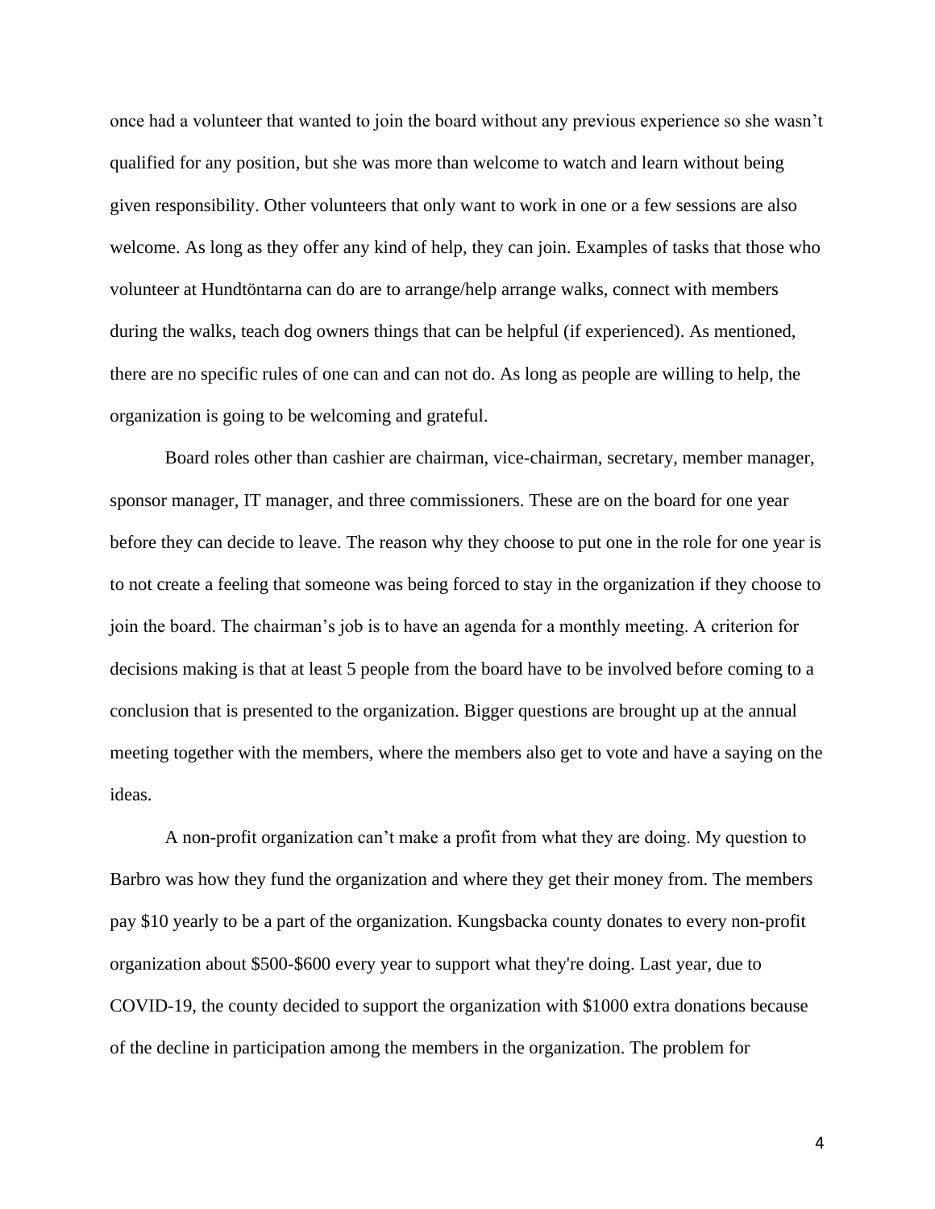once had a volunteer that wanted to join the board without any previous experience so she wasn't qualified for any position, but she was more than welcome to watch and learn without being given responsibility. Other volunteers that only want to work in one or a few sessions are also welcome. As long as they offer any kind of help, they can join. Examples of tasks that those who volunteer at Hundtöntarna can do are to arrange/help arrange walks, connect with members during the walks, teach dog owners things that can be helpful (if experienced). As mentioned, there are no specific rules of one can and can not do. As long as people are willing to help, the organization is going to be welcoming and grateful.

Board roles other than cashier are chairman, vice-chairman, secretary, member manager, sponsor manager, IT manager, and three commissioners. These are on the board for one year before they can decide to leave. The reason why they choose to put one in the role for one year is to not create a feeling that someone was being forced to stay in the organization if they choose to join the board. The chairman's job is to have an agenda for a monthly meeting. A criterion for decisions making is that at least 5 people from the board have to be involved before coming to a conclusion that is presented to the organization. Bigger questions are brought up at the annual meeting together with the members, where the members also get to vote and have a saying on the ideas.

A non-profit organization can't make a profit from what they are doing. My question to Barbro was how they fund the organization and where they get their money from. The members pay $10 yearly to be a part of the organization. Kungsbacka county donates to every non-profit organization about $500-$600 every year to support what they're doing. Last year, due to COVID-19, the county decided to support the organization with $1000 extra donations because of the decline in participation among the members in the organization. The problem for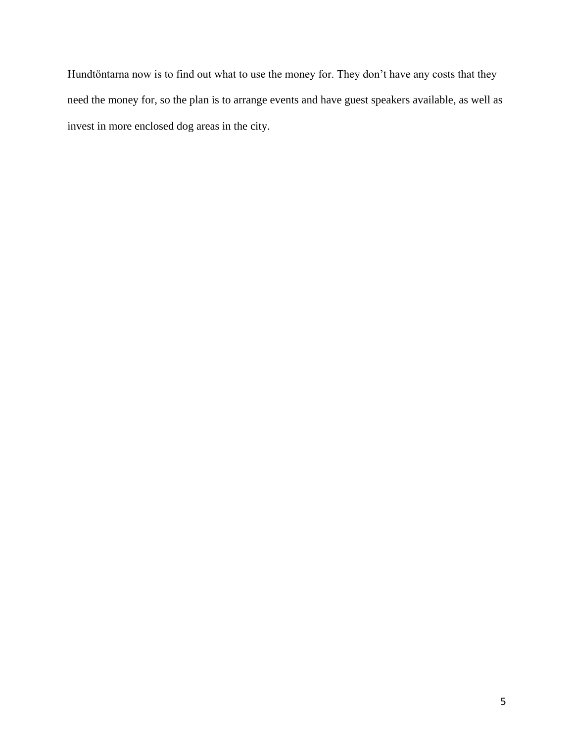Hundtöntarna now is to find out what to use the money for. They don’t have any costs that they need the money for, so the plan is to arrange events and have guest speakers available, as well as invest in more enclosed dog areas in the city.